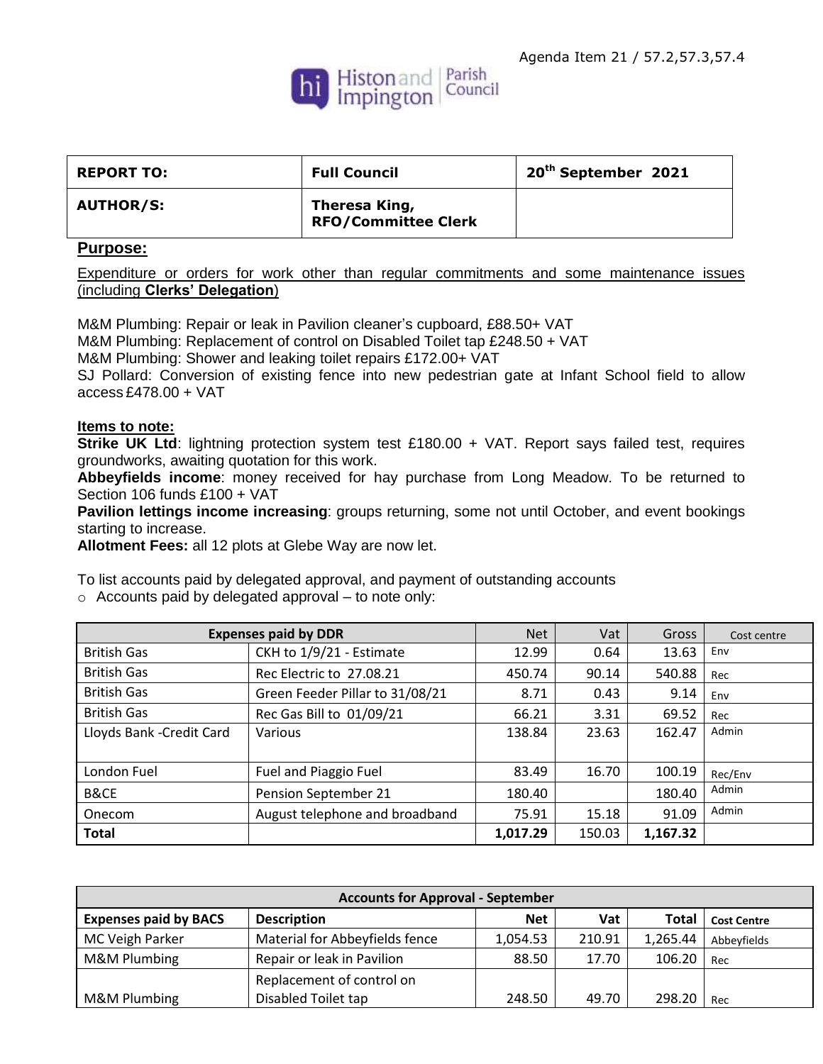Agenda Item 21 / 57.2,57.3,57.4

Histon and Impington Parish Council

| **REPORT TO:** | **Full Council** | **20th September 2021** |
|---|---|---|
| **AUTHOR/S:** | **Theresa King, RFO/Committee Clerk** | |

## Purpose:

Expenditure or orders for work other than regular commitments and some maintenance issues (including **Clerks' Delegation**)

M&M Plumbing: Repair or leak in Pavilion cleaner's cupboard, £88.50+ VAT
M&M Plumbing: Replacement of control on Disabled Toilet tap £248.50 + VAT
M&M Plumbing: Shower and leaking toilet repairs £172.00+ VAT
SJ Pollard: Conversion of existing fence into new pedestrian gate at Infant School field to allow access £478.00 + VAT

**Items to note:**

**Strike UK Ltd**: lightning protection system test £180.00 + VAT. Report says failed test, requires groundworks, awaiting quotation for this work.
**Abbeyfields income**: money received for hay purchase from Long Meadow. To be returned to Section 106 funds £100 + VAT
**Pavilion lettings income increasing**: groups returning, some not until October, and event bookings starting to increase.
**Allotment Fees:** all 12 plots at Glebe Way are now let.

To list accounts paid by delegated approval, and payment of outstanding accounts

- Accounts paid by delegated approval – to note only:

| **Expenses paid by DDR** | | Net | Vat | Gross | Cost centre |
|---|---|---|---|---|---|
| British Gas | CKH to 1/9/21 - Estimate | 12.99 | 0.64 | 13.63 | Env |
| British Gas | Rec Electric to 27.08.21 | 450.74 | 90.14 | 540.88 | Rec |
| British Gas | Green Feeder Pillar to 31/08/21 | 8.71 | 0.43 | 9.14 | Env |
| British Gas | Rec Gas Bill to 01/09/21 | 66.21 | 3.31 | 69.52 | Rec |
| Lloyds Bank -Credit Card | Various | 138.84 | 23.63 | 162.47 | Admin |
| London Fuel | Fuel and Piaggio Fuel | 83.49 | 16.70 | 100.19 | Rec/Env |
| B&CE | Pension September 21 | 180.40 | | 180.40 | Admin |
| Onecom | August telephone and broadband | 75.91 | 15.18 | 91.09 | Admin |
| **Total** | | **1,017.29** | 150.03 | **1,167.32** | |

| **Accounts for Approval - September** | | | | | |
|---|---|---|---|---|---|
| **Expenses paid by BACS** | **Description** | **Net** | **Vat** | **Total** | **Cost Centre** |
| MC Veigh Parker | Material for Abbeyfields fence | 1,054.53 | 210.91 | 1,265.44 | Abbeyfields |
| M&M Plumbing | Repair or leak in Pavilion | 88.50 | 17.70 | 106.20 | Rec |
| M&M Plumbing | Replacement of control on Disabled Toilet tap | 248.50 | 49.70 | 298.20 | Rec |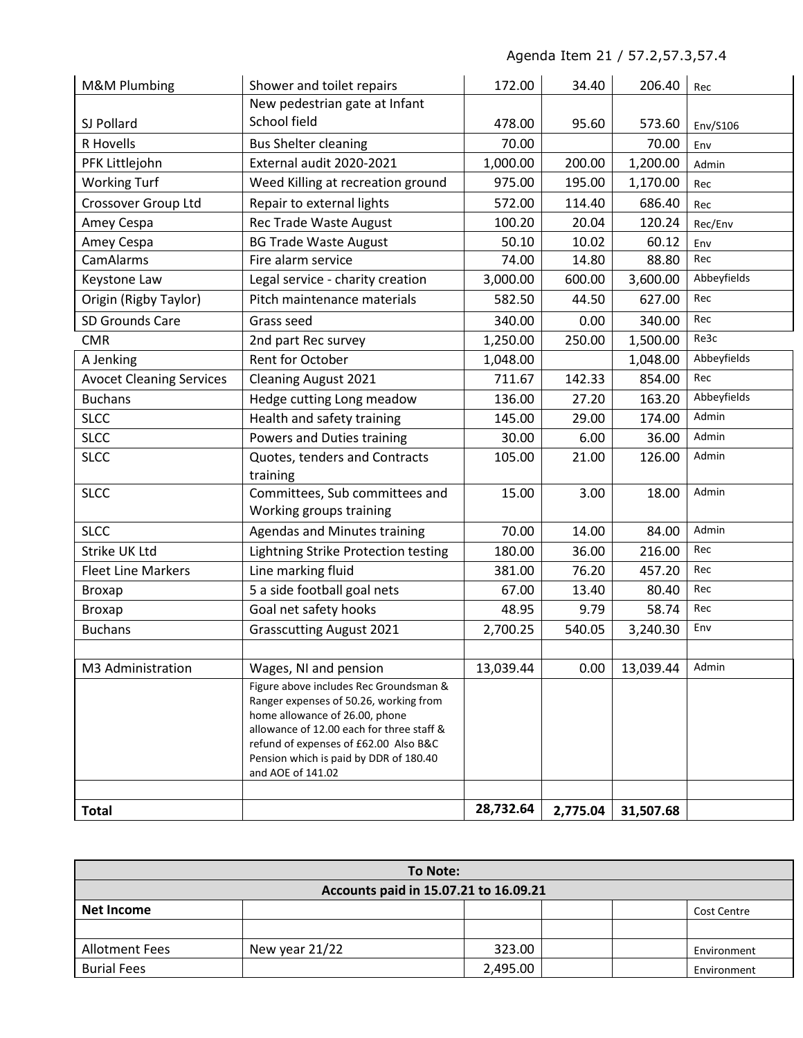Agenda Item 21 / 57.2,57.3,57.4

| | | | | | |
|---|---|---|---|---|---|
| M&M Plumbing | Shower and toilet repairs | 172.00 | 34.40 | 206.40 | Rec |
| SJ Pollard | New pedestrian gate at Infant School field | 478.00 | 95.60 | 573.60 | Env/S106 |
| R Hovells | Bus Shelter cleaning | 70.00 | | 70.00 | Env |
| PFK Littlejohn | External audit 2020-2021 | 1,000.00 | 200.00 | 1,200.00 | Admin |
| Working Turf | Weed Killing at recreation ground | 975.00 | 195.00 | 1,170.00 | Rec |
| Crossover Group Ltd | Repair to external lights | 572.00 | 114.40 | 686.40 | Rec |
| Amey Cespa | Rec Trade Waste August | 100.20 | 20.04 | 120.24 | Rec/Env |
| Amey Cespa | BG Trade Waste August | 50.10 | 10.02 | 60.12 | Env |
| CamAlarms | Fire alarm service | 74.00 | 14.80 | 88.80 | Rec |
| Keystone Law | Legal service - charity creation | 3,000.00 | 600.00 | 3,600.00 | Abbeyfields |
| Origin (Rigby Taylor) | Pitch maintenance materials | 582.50 | 44.50 | 627.00 | Rec |
| SD Grounds Care | Grass seed | 340.00 | 0.00 | 340.00 | Rec |
| CMR | 2nd part Rec survey | 1,250.00 | 250.00 | 1,500.00 | Re3c |
| A Jenking | Rent for October | 1,048.00 | | 1,048.00 | Abbeyfields |
| Avocet Cleaning Services | Cleaning August 2021 | 711.67 | 142.33 | 854.00 | Rec |
| Buchans | Hedge cutting Long meadow | 136.00 | 27.20 | 163.20 | Abbeyfields |
| SLCC | Health and safety training | 145.00 | 29.00 | 174.00 | Admin |
| SLCC | Powers and Duties training | 30.00 | 6.00 | 36.00 | Admin |
| SLCC | Quotes, tenders and Contracts training | 105.00 | 21.00 | 126.00 | Admin |
| SLCC | Committees, Sub committees and Working groups training | 15.00 | 3.00 | 18.00 | Admin |
| SLCC | Agendas and Minutes training | 70.00 | 14.00 | 84.00 | Admin |
| Strike UK Ltd | Lightning Strike Protection testing | 180.00 | 36.00 | 216.00 | Rec |
| Fleet Line Markers | Line marking fluid | 381.00 | 76.20 | 457.20 | Rec |
| Broxap | 5 a side football goal nets | 67.00 | 13.40 | 80.40 | Rec |
| Broxap | Goal net safety hooks | 48.95 | 9.79 | 58.74 | Rec |
| Buchans | Grasscutting August 2021 | 2,700.25 | 540.05 | 3,240.30 | Env |
| | | | | | |
| M3 Administration | Wages, NI and pension | 13,039.44 | 0.00 | 13,039.44 | Admin |
| | Figure above includes Rec Groundsman & Ranger expenses of 50.26, working from home allowance of 26.00, phone allowance of 12.00 each for three staff & refund of expenses of £62.00 Also B&C Pension which is paid by DDR of 180.40 and AOE of 141.02 | | | | |
| | | | | | |
| **Total** | | **28,732.64** | **2,775.04** | **31,507.68** | |

| **To Note:** | | | | | |
|---|---|---|---|---|---|
| **Accounts paid in 15.07.21 to 16.09.21** | | | | | |
| **Net Income** | | | | | Cost Centre |
| | | | | | |
| Allotment Fees | New year 21/22 | 323.00 | | | Environment |
| Burial Fees | | 2,495.00 | | | Environment |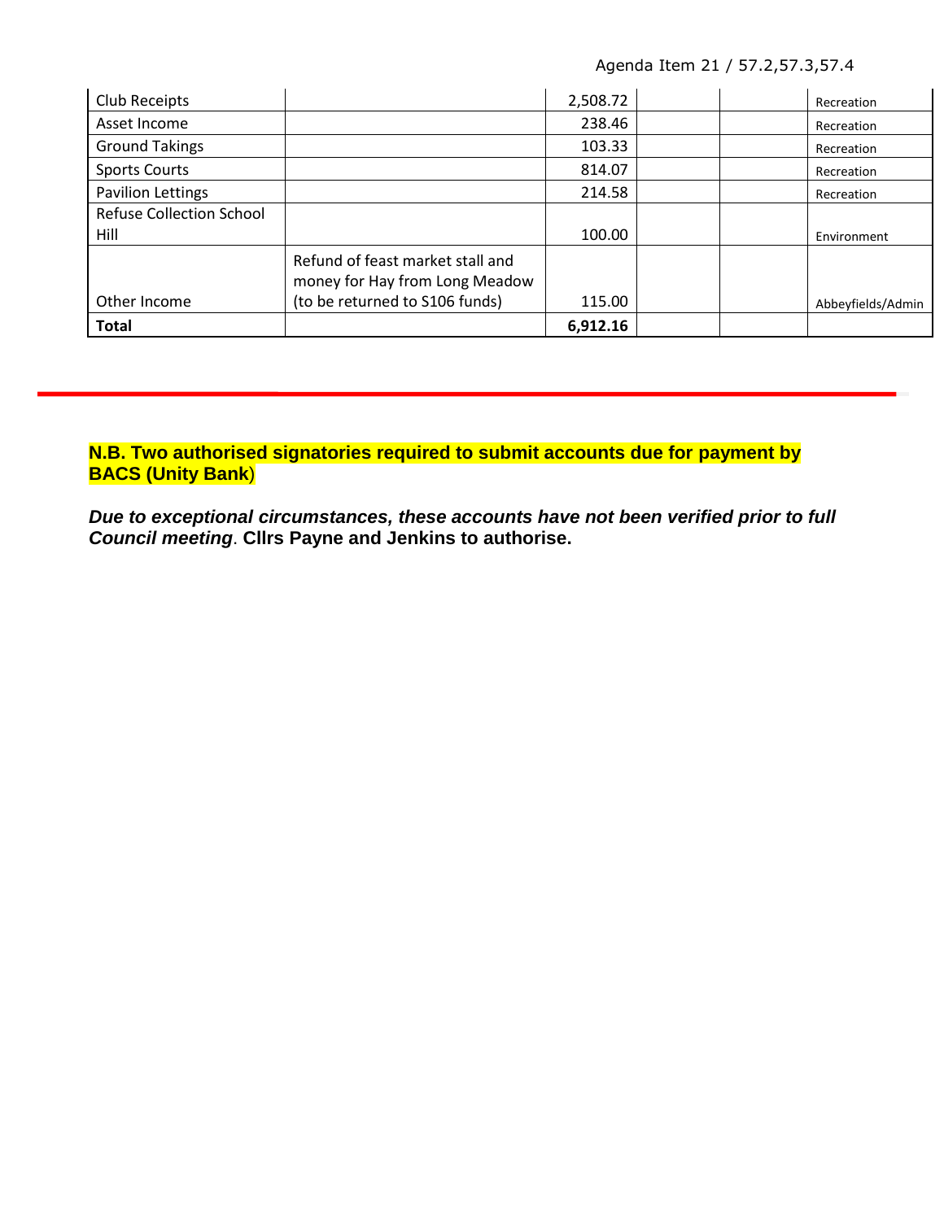| | | | | | |
|---|---|---|---|---|---|
| Club Receipts | | 2,508.72 | | | Recreation |
| Asset Income | | 238.46 | | | Recreation |
| Ground Takings | | 103.33 | | | Recreation |
| Sports Courts | | 814.07 | | | Recreation |
| Pavilion Lettings | | 214.58 | | | Recreation |
| Refuse Collection School Hill | | 100.00 | | | Environment |
| Other Income | Refund of feast market stall and money for Hay from Long Meadow (to be returned to S106 funds) | 115.00 | | | Abbeyfields/Admin |
| **Total** | | **6,912.16** | | | |

**N.B. Two authorised signatories required to submit accounts due for payment by BACS (Unity Bank)**

***Due to exceptional circumstances, these accounts have not been verified prior to full Council meeting*. Cllrs Payne and Jenkins to authorise.**